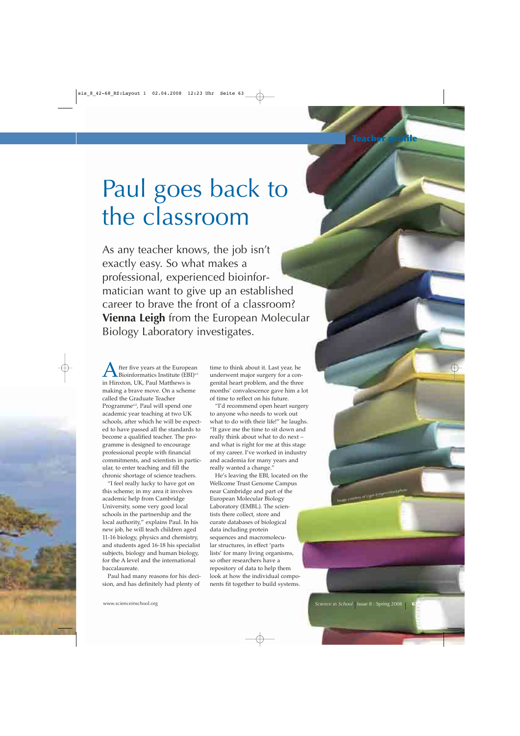# Paul goes back to the classroom

As any teacher knows, the job isn't exactly easy. So what makes a professional, experienced bioinformatician want to give up an established career to brave the front of a classroom? **Vienna Leigh** from the European Molecular Biology Laboratory investigates.

After five years at the European Bioinformatics Institute (EBI)[w1] in Hinxton, UK, Paul Matthews is making a brave move. On a scheme called the Graduate Teacher Programme[w2], Paul will spend one academic year teaching at two UK schools, after which he will be expected to have passed all the standards to become a qualified teacher. The programme is designed to encourage professional people with financial commitments, and scientists in particular, to enter teaching and fill the chronic shortage of science teachers.

"I feel really lucky to have got on this scheme; in my area it involves academic help from Cambridge University, some very good local schools in the partnership and the local authority," explains Paul. In his new job, he will teach children aged 11-16 biology, physics and chemistry, and students aged 16-18 his specialist subjects, biology and human biology, for the A level and the international baccalaureate.

Paul had many reasons for his decision, and has definitely had plenty of time to think about it. Last year, he underwent major surgery for a congenital heart problem, and the three months' convalescence gave him a lot of time to reflect on his future.

"I'd recommend open heart surgery to anyone who needs to work out what to do with their life!" he laughs. "It gave me the time to sit down and really think about what to do next – and what is right for me at this stage of my career. I've worked in industry and academia for many years and really wanted a change."

He's leaving the EBI, located on the Wellcome Trust Genome Campus near Cambridge and part of the European Molecular Biology Laboratory (EMBL). The scientists there collect, store and curate databases of biological data including protein sequences and macromolecular structures, in effect 'parts lists' for many living organisms, so other researchers have a repository of data to help them look at how the individual components fit together to build systems.

Image courtesy of Ugur Evirgen/iStockphoto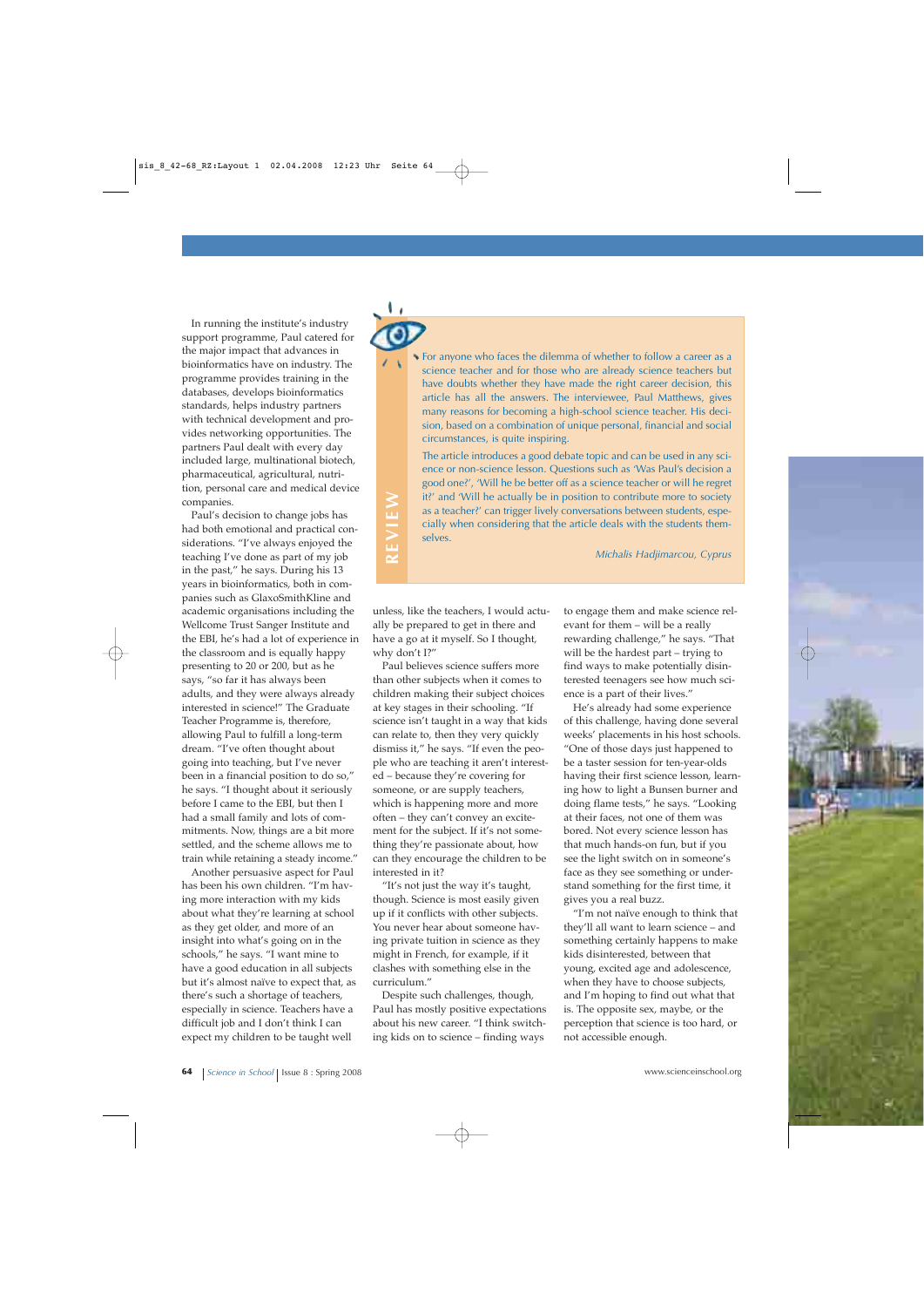In running the institute's industry support programme, Paul catered for the major impact that advances in bioinformatics have on industry. The programme provides training in the databases, develops bioinformatics standards, helps industry partners with technical development and provides networking opportunities. The partners Paul dealt with every day included large, multinational biotech, pharmaceutical, agricultural, nutrition, personal care and medical device companies.

Paul's decision to change jobs has had both emotional and practical considerations. "I've always enjoyed the teaching I've done as part of my job in the past," he says. During his 13 years in bioinformatics, both in companies such as GlaxoSmithKline and academic organisations including the Wellcome Trust Sanger Institute and the EBI, he's had a lot of experience in the classroom and is equally happy presenting to 20 or 200, but as he says, "so far it has always been adults, and they were always already interested in science!" The Graduate Teacher Programme is, therefore, allowing Paul to fulfill a long-term dream. "I've often thought about going into teaching, but I've never been in a financial position to do so," he says. "I thought about it seriously before I came to the EBI, but then I had a small family and lots of commitments. Now, things are a bit more settled, and the scheme allows me to train while retaining a steady income."

Another persuasive aspect for Paul has been his own children. "I'm having more interaction with my kids about what they're learning at school as they get older, and more of an insight into what's going on in the schools," he says. "I want mine to have a good education in all subjects but it's almost naïve to expect that, as there's such a shortage of teachers, especially in science. Teachers have a difficult job and I don't think I can expect my children to be taught well unless, like the teachers, I would actually be prepared to get in there and have a go at it myself. So I thought, why don't I?"

Paul believes science suffers more than other subjects when it comes to children making their subject choices at key stages in their schooling. "If science isn't taught in a way that kids can relate to, then they very quickly dismiss it," he says. "If even the people who are teaching it aren't interested – because they're covering for someone, or are supply teachers, which is happening more and more often – they can't convey an excitement for the subject. If it's not something they're passionate about, how can they encourage the children to be interested in it?

"It's not just the way it's taught, though. Science is most easily given up if it conflicts with other subjects. You never hear about someone having private tuition in science as they might in French, for example, if it clashes with something else in the curriculum."

Despite such challenges, though, Paul has mostly positive expectations about his new career. "I think switching kids on to science – finding ways to engage them and make science relevant for them – will be a really rewarding challenge," he says. "That will be the hardest part – trying to find ways to make potentially disinterested teenagers see how much science is a part of their lives."

He's already had some experience of this challenge, having done several weeks' placements in his host schools. "One of those days just happened to be a taster session for ten-year-olds having their first science lesson, learning how to light a Bunsen burner and doing flame tests," he says. "Looking at their faces, not one of them was bored. Not every science lesson has that much hands-on fun, but if you see the light switch on in someone's face as they see something or understand something for the first time, it gives you a real buzz.

"I'm not naïve enough to think that they'll all want to learn science – and something certainly happens to make kids disinterested, between that young, excited age and adolescence, when they have to choose subjects, and I'm hoping to find out what that is. The opposite sex, maybe, or the perception that science is too hard, or not accessible enough.

---

**REVIEW**

For anyone who faces the dilemma of whether to follow a career as a science teacher and for those who are already science teachers but have doubts whether they have made the right career decision, this article has all the answers. The interviewee, Paul Matthews, gives many reasons for becoming a high-school science teacher. His decision, based on a combination of unique personal, financial and social circumstances, is quite inspiring.

The article introduces a good debate topic and can be used in any science or non-science lesson. Questions such as 'Was Paul's decision a good one?', 'Will he be better off as a science teacher or will he regret it?' and 'Will he actually be in position to contribute more to society as a teacher?' can trigger lively conversations between students, especially when considering that the article deals with the students themselves.

*Michalis Hadjimarcou, Cyprus*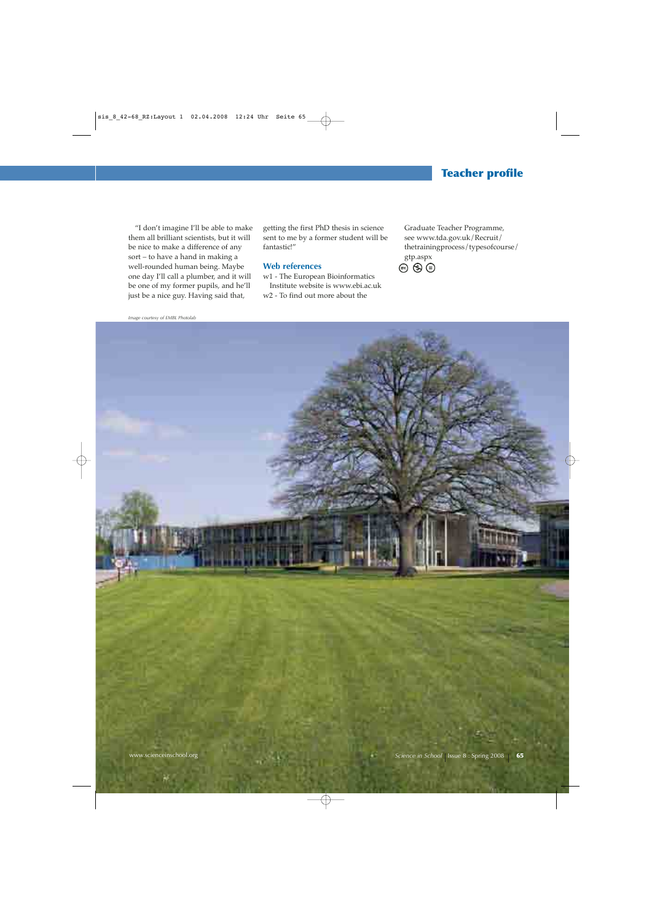"I don't imagine I'll be able to make them all brilliant scientists, but it will be nice to make a difference of any sort – to have a hand in making a well-rounded human being. Maybe one day I'll call a plumber, and it will be one of my former pupils, and he'll just be a nice guy. Having said that, getting the first PhD thesis in science sent to me by a former student will be fantastic!"

## Web references

w1 - The European Bioinformatics Institute website is www.ebi.ac.uk

w2 - To find out more about the Graduate Teacher Programme, see www.tda.gov.uk/Recruit/thetrainingprocess/typesofcourse/gtp.aspx

*Image courtesy of EMBL Photolab*